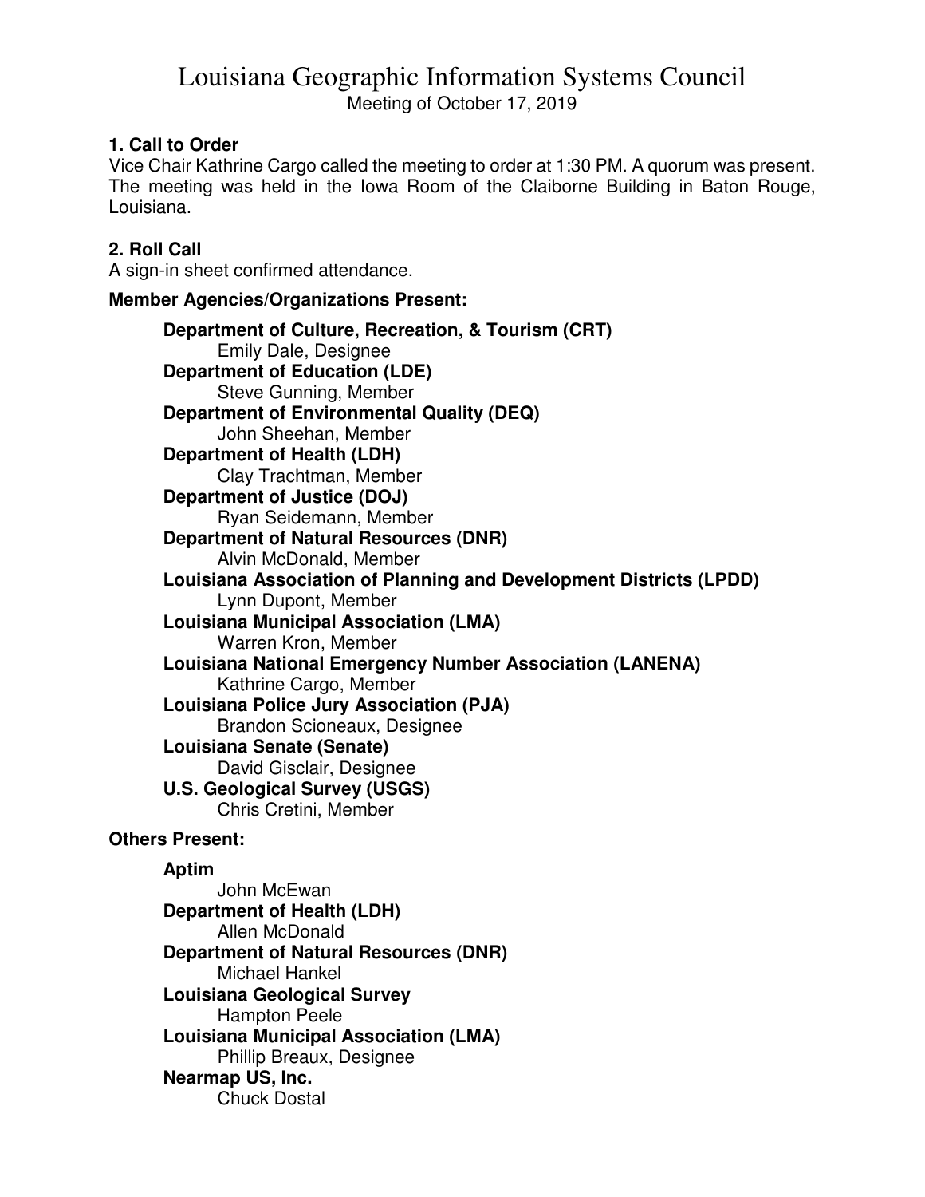# Louisiana Geographic Information Systems Council

Meeting of October 17, 2019

### 1. Call to Order

Vice Chair Kathrine Cargo called the meeting to order at 1:30 PM. A quorum was present. The meeting was held in the Iowa Room of the Claiborne Building in Baton Rouge, Louisiana.

### 2. Roll Call

A sign-in sheet confirmed attendance.

**Member Agencies/Organizations Present:**

**Department of Culture, Recreation, & Tourism (CRT)**
Emily Dale, Designee

**Department of Education (LDE)**
Steve Gunning, Member

**Department of Environmental Quality (DEQ)**
John Sheehan, Member

**Department of Health (LDH)**
Clay Trachtman, Member

**Department of Justice (DOJ)**
Ryan Seidemann, Member

**Department of Natural Resources (DNR)**
Alvin McDonald, Member

**Louisiana Association of Planning and Development Districts (LPDD)**
Lynn Dupont, Member

**Louisiana Municipal Association (LMA)**
Warren Kron, Member

**Louisiana National Emergency Number Association (LANENA)**
Kathrine Cargo, Member

**Louisiana Police Jury Association (PJA)**
Brandon Scioneaux, Designee

**Louisiana Senate (Senate)**
David Gisclair, Designee

**U.S. Geological Survey (USGS)**
Chris Cretini, Member

**Others Present:**

**Aptim**
John McEwan

**Department of Health (LDH)**
Allen McDonald

**Department of Natural Resources (DNR)**
Michael Hankel

**Louisiana Geological Survey**
Hampton Peele

**Louisiana Municipal Association (LMA)**
Phillip Breaux, Designee

**Nearmap US, Inc.**
Chuck Dostal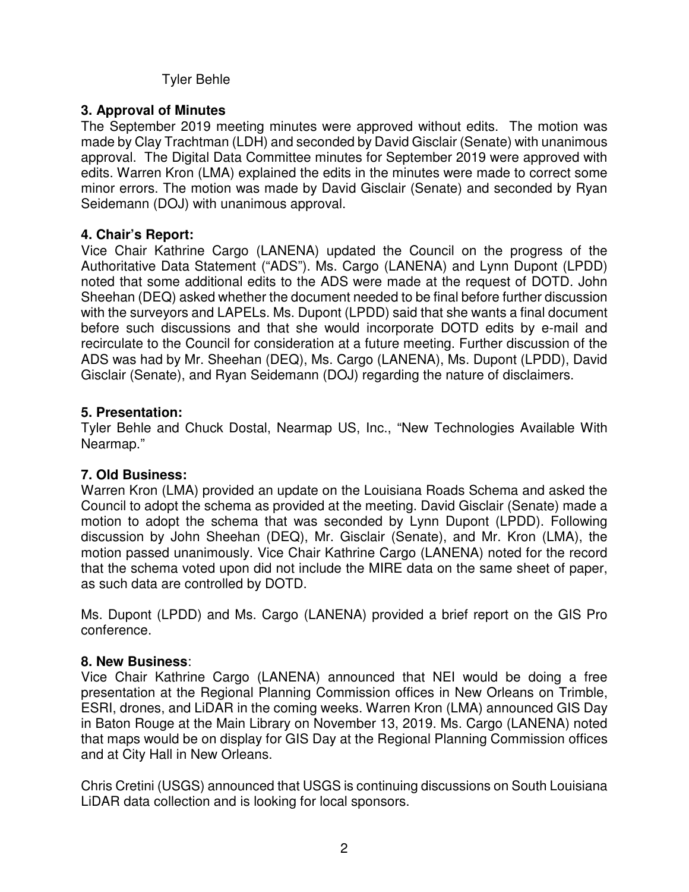Tyler Behle

**3. Approval of Minutes**

The September 2019 meeting minutes were approved without edits. The motion was made by Clay Trachtman (LDH) and seconded by David Gisclair (Senate) with unanimous approval. The Digital Data Committee minutes for September 2019 were approved with edits. Warren Kron (LMA) explained the edits in the minutes were made to correct some minor errors. The motion was made by David Gisclair (Senate) and seconded by Ryan Seidemann (DOJ) with unanimous approval.

**4. Chair's Report:**

Vice Chair Kathrine Cargo (LANENA) updated the Council on the progress of the Authoritative Data Statement ("ADS"). Ms. Cargo (LANENA) and Lynn Dupont (LPDD) noted that some additional edits to the ADS were made at the request of DOTD. John Sheehan (DEQ) asked whether the document needed to be final before further discussion with the surveyors and LAPELs. Ms. Dupont (LPDD) said that she wants a final document before such discussions and that she would incorporate DOTD edits by e-mail and recirculate to the Council for consideration at a future meeting. Further discussion of the ADS was had by Mr. Sheehan (DEQ), Ms. Cargo (LANENA), Ms. Dupont (LPDD), David Gisclair (Senate), and Ryan Seidemann (DOJ) regarding the nature of disclaimers.

**5. Presentation:**

Tyler Behle and Chuck Dostal, Nearmap US, Inc., "New Technologies Available With Nearmap."

**7. Old Business:**

Warren Kron (LMA) provided an update on the Louisiana Roads Schema and asked the Council to adopt the schema as provided at the meeting. David Gisclair (Senate) made a motion to adopt the schema that was seconded by Lynn Dupont (LPDD). Following discussion by John Sheehan (DEQ), Mr. Gisclair (Senate), and Mr. Kron (LMA), the motion passed unanimously. Vice Chair Kathrine Cargo (LANENA) noted for the record that the schema voted upon did not include the MIRE data on the same sheet of paper, as such data are controlled by DOTD.

Ms. Dupont (LPDD) and Ms. Cargo (LANENA) provided a brief report on the GIS Pro conference.

**8. New Business**:

Vice Chair Kathrine Cargo (LANENA) announced that NEI would be doing a free presentation at the Regional Planning Commission offices in New Orleans on Trimble, ESRI, drones, and LiDAR in the coming weeks. Warren Kron (LMA) announced GIS Day in Baton Rouge at the Main Library on November 13, 2019. Ms. Cargo (LANENA) noted that maps would be on display for GIS Day at the Regional Planning Commission offices and at City Hall in New Orleans.

Chris Cretini (USGS) announced that USGS is continuing discussions on South Louisiana LiDAR data collection and is looking for local sponsors.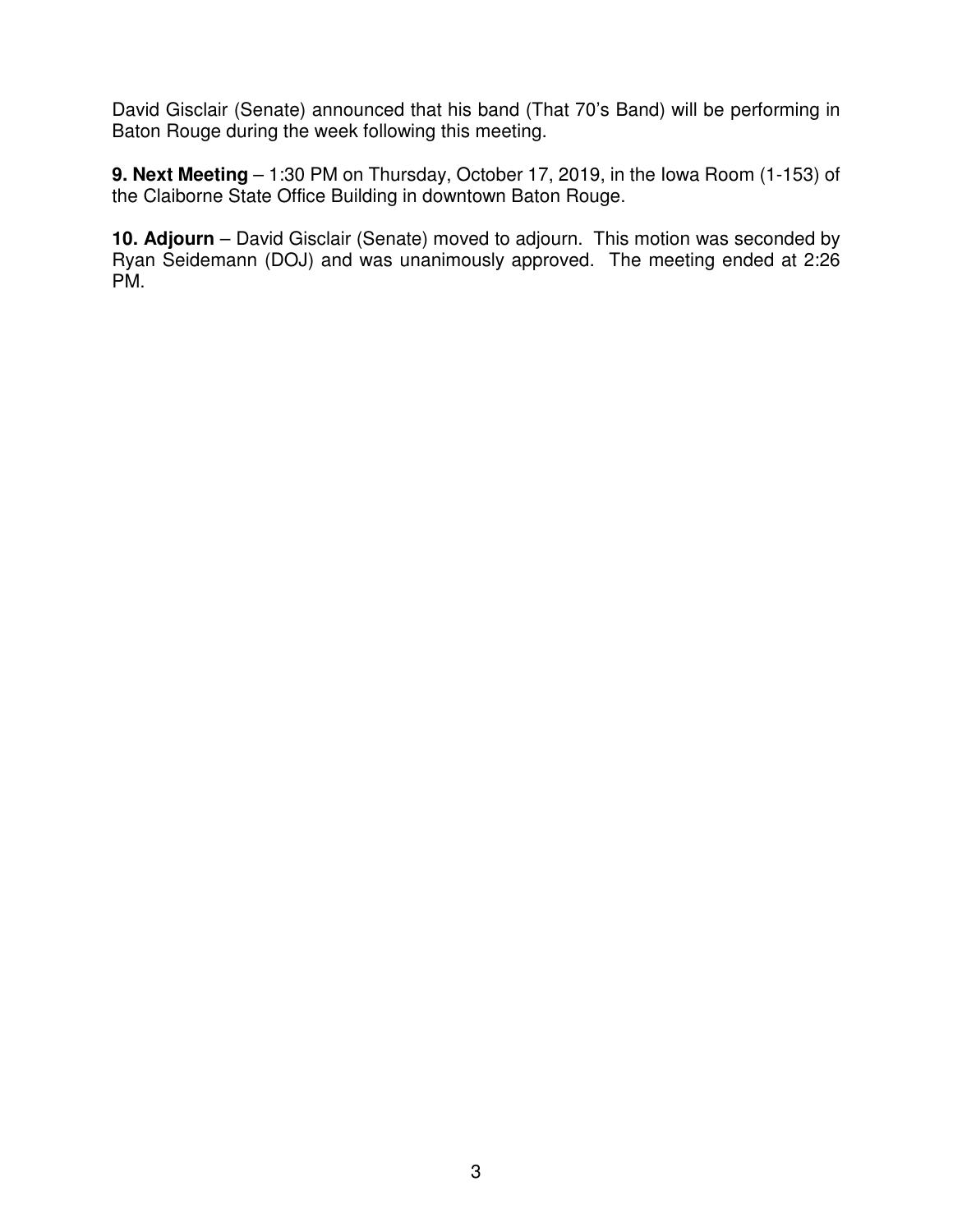David Gisclair (Senate) announced that his band (That 70's Band) will be performing in Baton Rouge during the week following this meeting.

**9. Next Meeting** – 1:30 PM on Thursday, October 17, 2019, in the Iowa Room (1-153) of the Claiborne State Office Building in downtown Baton Rouge.

**10. Adjourn** – David Gisclair (Senate) moved to adjourn. This motion was seconded by Ryan Seidemann (DOJ) and was unanimously approved. The meeting ended at 2:26 PM.